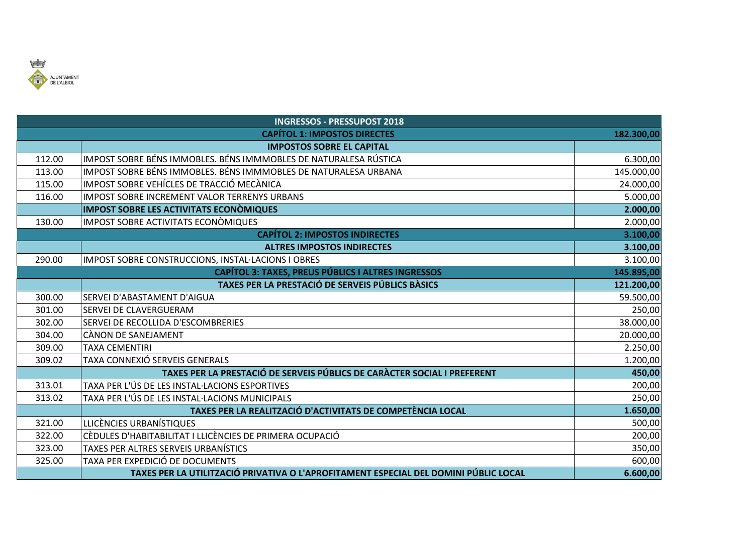| INGRESSOS - PRESSUPOST 2018 | | |
|---|---|---|
| **CAPÍTOL 1: IMPOSTOS DIRECTES** | | **182.300,00** |
| | **IMPOSTOS SOBRE EL CAPITAL** | |
| 112.00 | IMPOST SOBRE BÉNS IMMOBLES. BÉNS IMMMOBLES DE NATURALESA RÚSTICA | 6.300,00 |
| 113.00 | IMPOST SOBRE BÉNS IMMOBLES. BÉNS IMMMOBLES DE NATURALESA URBANA | 145.000,00 |
| 115.00 | IMPOST SOBRE VEHÍCLES DE TRACCIÓ MECÀNICA | 24.000,00 |
| 116.00 | IMPOST SOBRE INCREMENT VALOR TERRENYS URBANS | 5.000,00 |
| | **IMPOST SOBRE LES ACTIVITATS ECONÒMIQUES** | **2.000,00** |
| 130.00 | IMPOST SOBRE ACTIVITATS ECONÒMIQUES | 2.000,00 |
| **CAPÍTOL 2: IMPOSTOS INDIRECTES** | | **3.100,00** |
| | **ALTRES IMPOSTOS INDIRECTES** | **3.100,00** |
| 290.00 | IMPOST SOBRE CONSTRUCCIONS, INSTAL·LACIONS I OBRES | 3.100,00 |
| **CAPÍTOL 3: TAXES, PREUS PÚBLICS I ALTRES INGRESSOS** | | **145.895,00** |
| | **TAXES PER LA PRESTACIÓ DE SERVEIS PÚBLICS BÀSICS** | **121.200,00** |
| 300.00 | SERVEI D'ABASTAMENT D'AIGUA | 59.500,00 |
| 301.00 | SERVEI DE CLAVERGUERAM | 250,00 |
| 302.00 | SERVEI DE RECOLLIDA D'ESCOMBRERIES | 38.000,00 |
| 304.00 | CÀNON DE SANEJAMENT | 20.000,00 |
| 309.00 | TAXA CEMENTIRI | 2.250,00 |
| 309.02 | TAXA CONNEXIÓ SERVEIS GENERALS | 1.200,00 |
| | **TAXES PER LA PRESTACIÓ DE SERVEIS PÚBLICS DE CARÀCTER SOCIAL I PREFERENT** | **450,00** |
| 313.01 | TAXA PER L'ÚS DE LES INSTAL·LACIONS ESPORTIVES | 200,00 |
| 313.02 | TAXA PER L'ÚS DE LES INSTAL·LACIONS MUNICIPALS | 250,00 |
| | **TAXES PER LA REALITZACIÓ D'ACTIVITATS DE COMPETÈNCIA LOCAL** | **1.650,00** |
| 321.00 | LLICÈNCIES URBANÍSTIQUES | 500,00 |
| 322.00 | CÈDULES D'HABITABILITAT I LLICÈNCIES DE PRIMERA OCUPACIÓ | 200,00 |
| 323.00 | TAXES PER ALTRES SERVEIS URBANÍSTICS | 350,00 |
| 325.00 | TAXA PER EXPEDICIÓ DE DOCUMENTS | 600,00 |
| | **TAXES PER LA UTILITZACIÓ PRIVATIVA O L'APROFITAMENT ESPECIAL DEL DOMINI PÚBLIC LOCAL** | **6.600,00** |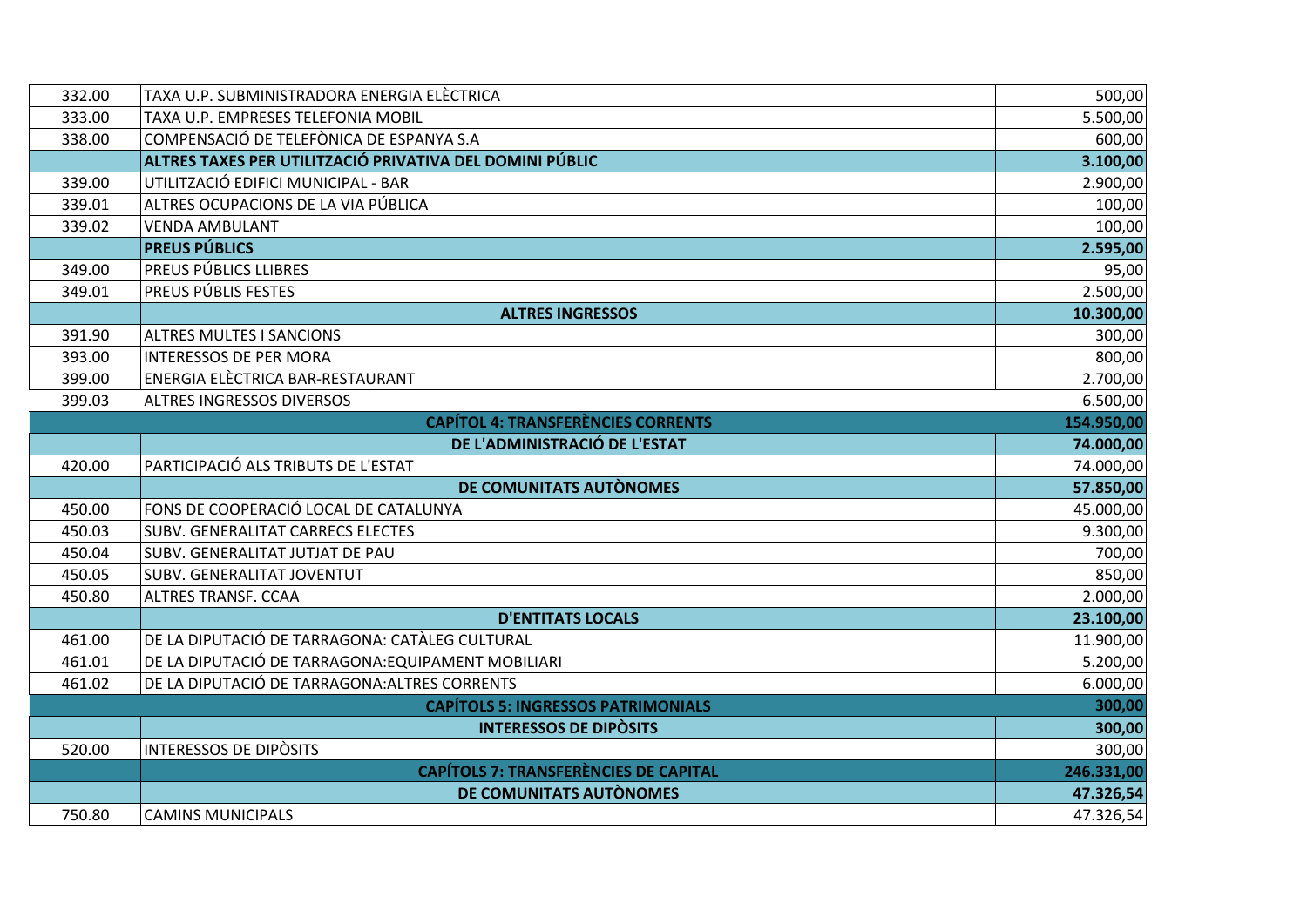| | | |
|---|---|---|
| 332.00 | TAXA U.P. SUBMINISTRADORA ENERGIA ELÈCTRICA | 500,00 |
| 333.00 | TAXA U.P. EMPRESES TELEFONIA MOBIL | 5.500,00 |
| 338.00 | COMPENSACIÓ DE TELEFÒNICA DE ESPANYA S.A | 600,00 |
| | **ALTRES TAXES PER UTILITZACIÓ PRIVATIVA DEL DOMINI PÚBLIC** | **3.100,00** |
| 339.00 | UTILITZACIÓ EDIFICI MUNICIPAL - BAR | 2.900,00 |
| 339.01 | ALTRES OCUPACIONS DE LA VIA PÚBLICA | 100,00 |
| 339.02 | VENDA AMBULANT | 100,00 |
| | **PREUS PÚBLICS** | **2.595,00** |
| 349.00 | PREUS PÚBLICS LLIBRES | 95,00 |
| 349.01 | PREUS PÚBLIS FESTES | 2.500,00 |
| | **ALTRES INGRESSOS** | **10.300,00** |
| 391.90 | ALTRES MULTES I SANCIONS | 300,00 |
| 393.00 | INTERESSOS DE PER MORA | 800,00 |
| 399.00 | ENERGIA ELÈCTRICA BAR-RESTAURANT | 2.700,00 |
| 399.03 | ALTRES INGRESSOS DIVERSOS | 6.500,00 |
| | **CAPÍTOL 4: TRANSFERÈNCIES CORRENTS** | **154.950,00** |
| | **DE L'ADMINISTRACIÓ DE L'ESTAT** | **74.000,00** |
| 420.00 | PARTICIPACIÓ ALS TRIBUTS DE L'ESTAT | 74.000,00 |
| | **DE COMUNITATS AUTÒNOMES** | **57.850,00** |
| 450.00 | FONS DE COOPERACIÓ LOCAL DE CATALUNYA | 45.000,00 |
| 450.03 | SUBV. GENERALITAT CARRECS ELECTES | 9.300,00 |
| 450.04 | SUBV. GENERALITAT JUTJAT DE PAU | 700,00 |
| 450.05 | SUBV. GENERALITAT JOVENTUT | 850,00 |
| 450.80 | ALTRES TRANSF. CCAA | 2.000,00 |
| | **D'ENTITATS LOCALS** | **23.100,00** |
| 461.00 | DE LA DIPUTACIÓ DE TARRAGONA: CATÀLEG CULTURAL | 11.900,00 |
| 461.01 | DE LA DIPUTACIÓ DE TARRAGONA:EQUIPAMENT MOBILIARI | 5.200,00 |
| 461.02 | DE LA DIPUTACIÓ DE TARRAGONA:ALTRES CORRENTS | 6.000,00 |
| | **CAPÍTOLS 5: INGRESSOS PATRIMONIALS** | **300,00** |
| | **INTERESSOS DE DIPÒSITS** | **300,00** |
| 520.00 | INTERESSOS DE DIPÒSITS | 300,00 |
| | **CAPÍTOLS 7: TRANSFERÈNCIES DE CAPITAL** | **246.331,00** |
| | **DE COMUNITATS AUTÒNOMES** | **47.326,54** |
| 750.80 | CAMINS MUNICIPALS | 47.326,54 |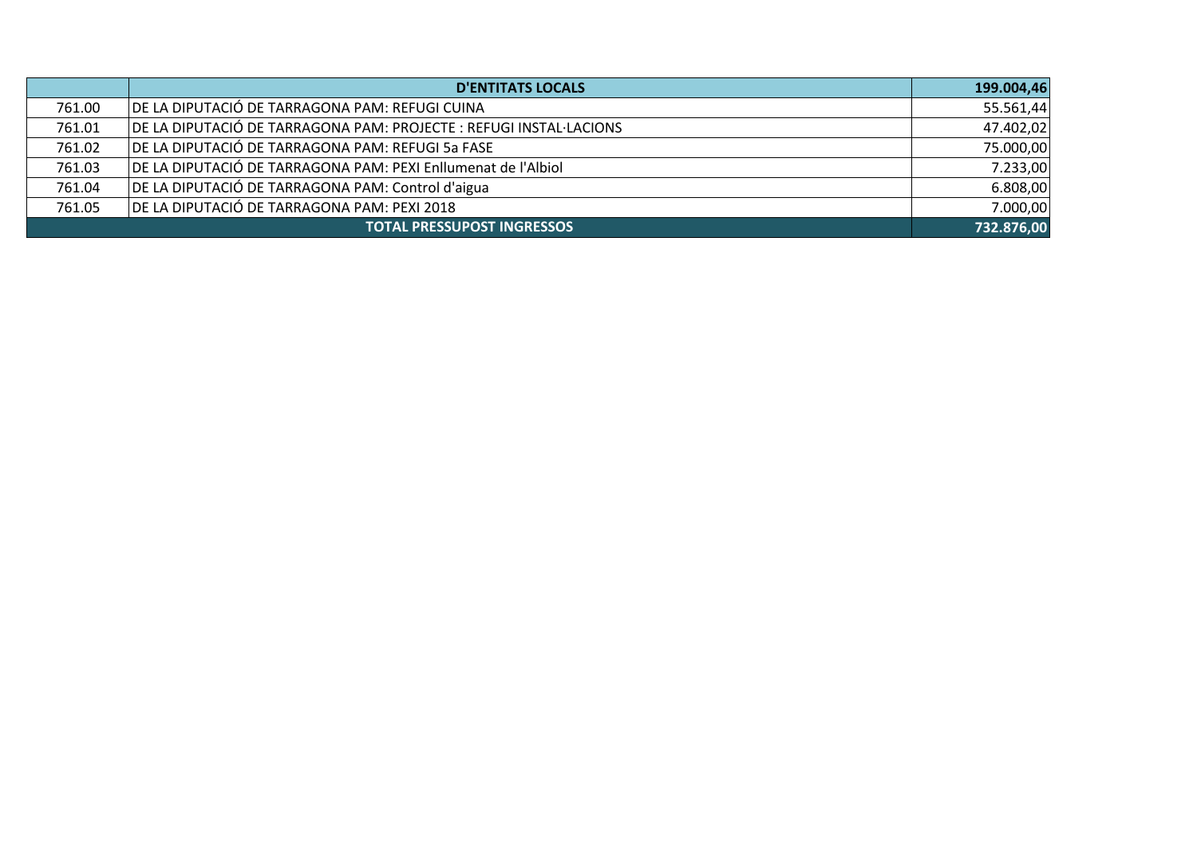| | | |
|---|---|---|
| | **D'ENTITATS LOCALS** | **199.004,46** |
| 761.00 | DE LA DIPUTACIÓ DE TARRAGONA PAM: REFUGI CUINA | 55.561,44 |
| 761.01 | DE LA DIPUTACIÓ DE TARRAGONA PAM: PROJECTE : REFUGI INSTAL·LACIONS | 47.402,02 |
| 761.02 | DE LA DIPUTACIÓ DE TARRAGONA PAM: REFUGI 5a FASE | 75.000,00 |
| 761.03 | DE LA DIPUTACIÓ DE TARRAGONA PAM: PEXI Enllumenat de l'Albiol | 7.233,00 |
| 761.04 | DE LA DIPUTACIÓ DE TARRAGONA PAM: Control d'aigua | 6.808,00 |
| 761.05 | DE LA DIPUTACIÓ DE TARRAGONA PAM: PEXI 2018 | 7.000,00 |
| **TOTAL PRESSUPOST INGRESSOS** | | **732.876,00** |